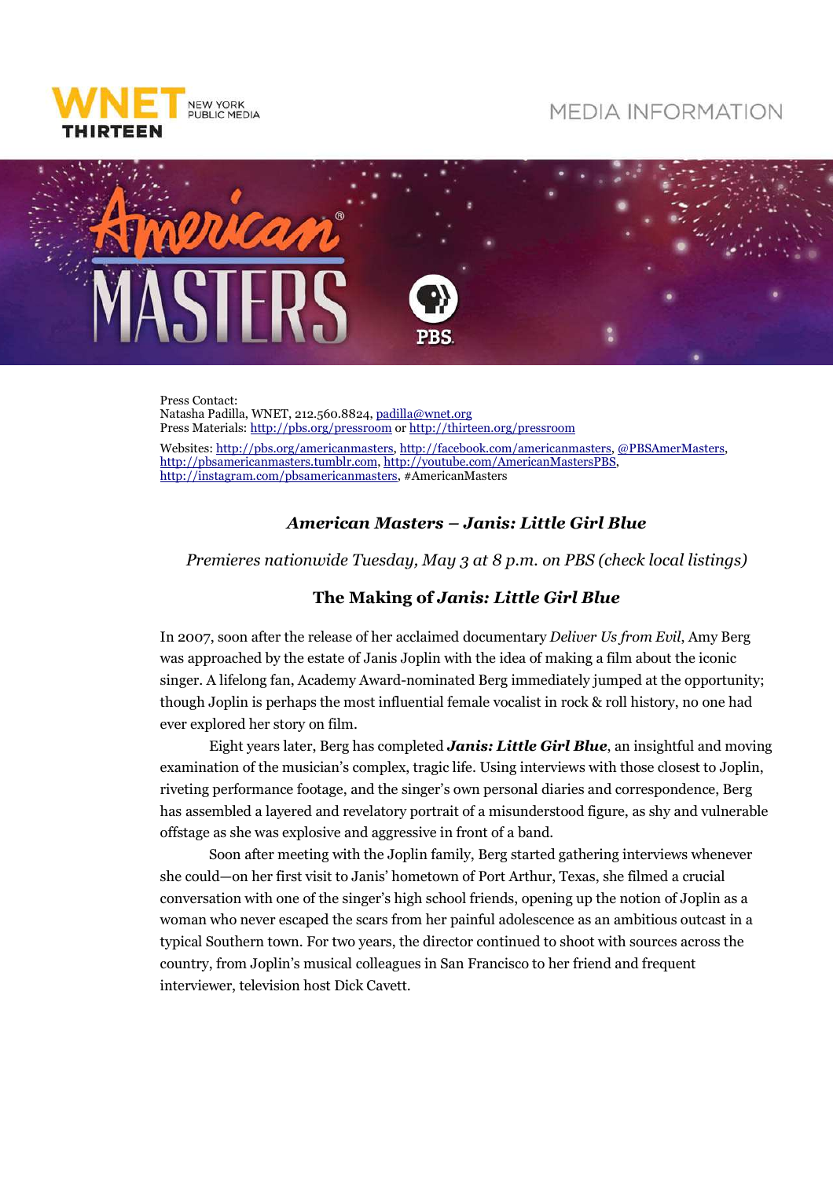WNET THIRTEEN NEW YORK PUBLIC MEDIA

MEDIA INFORMATION

American Masters PBS

Press Contact:
Natasha Padilla, WNET, 212.560.8824, padilla@wnet.org
Press Materials: http://pbs.org/pressroom or http://thirteen.org/pressroom

Websites: http://pbs.org/americanmasters, http://facebook.com/americanmasters, @PBSAmerMasters, http://pbsamericanmasters.tumblr.com, http://youtube.com/AmericanMastersPBS, http://instagram.com/pbsamericanmasters, #AmericanMasters

### *American Masters – Janis: Little Girl Blue*

*Premieres nationwide Tuesday, May 3 at 8 p.m. on PBS (check local listings)*

## The Making of *Janis: Little Girl Blue*

In 2007, soon after the release of her acclaimed documentary *Deliver Us from Evil*, Amy Berg was approached by the estate of Janis Joplin with the idea of making a film about the iconic singer. A lifelong fan, Academy Award-nominated Berg immediately jumped at the opportunity; though Joplin is perhaps the most influential female vocalist in rock & roll history, no one had ever explored her story on film.

Eight years later, Berg has completed ***Janis: Little Girl Blue***, an insightful and moving examination of the musician's complex, tragic life. Using interviews with those closest to Joplin, riveting performance footage, and the singer's own personal diaries and correspondence, Berg has assembled a layered and revelatory portrait of a misunderstood figure, as shy and vulnerable offstage as she was explosive and aggressive in front of a band.

Soon after meeting with the Joplin family, Berg started gathering interviews whenever she could—on her first visit to Janis' hometown of Port Arthur, Texas, she filmed a crucial conversation with one of the singer's high school friends, opening up the notion of Joplin as a woman who never escaped the scars from her painful adolescence as an ambitious outcast in a typical Southern town. For two years, the director continued to shoot with sources across the country, from Joplin's musical colleagues in San Francisco to her friend and frequent interviewer, television host Dick Cavett.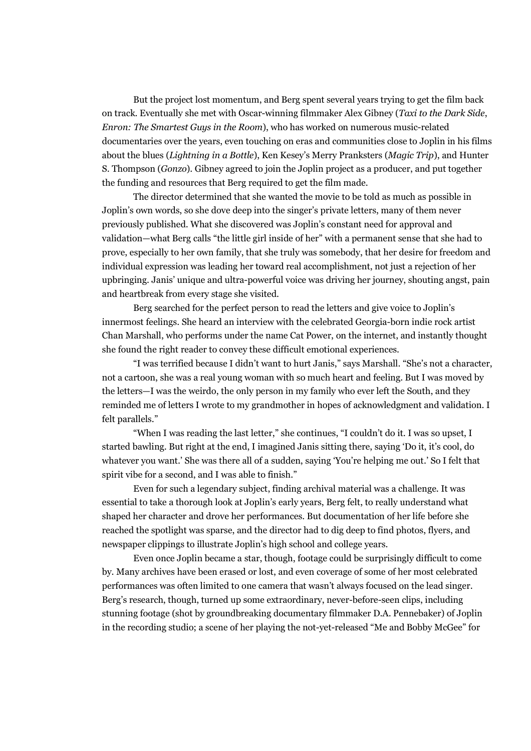But the project lost momentum, and Berg spent several years trying to get the film back on track. Eventually she met with Oscar-winning filmmaker Alex Gibney (*Taxi to the Dark Side*, *Enron: The Smartest Guys in the Room*), who has worked on numerous music-related documentaries over the years, even touching on eras and communities close to Joplin in his films about the blues (*Lightning in a Bottle*), Ken Kesey's Merry Pranksters (*Magic Trip*), and Hunter S. Thompson (*Gonzo*). Gibney agreed to join the Joplin project as a producer, and put together the funding and resources that Berg required to get the film made.

The director determined that she wanted the movie to be told as much as possible in Joplin's own words, so she dove deep into the singer's private letters, many of them never previously published. What she discovered was Joplin's constant need for approval and validation—what Berg calls "the little girl inside of her" with a permanent sense that she had to prove, especially to her own family, that she truly was somebody, that her desire for freedom and individual expression was leading her toward real accomplishment, not just a rejection of her upbringing. Janis' unique and ultra-powerful voice was driving her journey, shouting angst, pain and heartbreak from every stage she visited.

Berg searched for the perfect person to read the letters and give voice to Joplin's innermost feelings. She heard an interview with the celebrated Georgia-born indie rock artist Chan Marshall, who performs under the name Cat Power, on the internet, and instantly thought she found the right reader to convey these difficult emotional experiences.

"I was terrified because I didn't want to hurt Janis," says Marshall. "She's not a character, not a cartoon, she was a real young woman with so much heart and feeling. But I was moved by the letters—I was the weirdo, the only person in my family who ever left the South, and they reminded me of letters I wrote to my grandmother in hopes of acknowledgment and validation. I felt parallels."

"When I was reading the last letter," she continues, "I couldn't do it. I was so upset, I started bawling. But right at the end, I imagined Janis sitting there, saying 'Do it, it's cool, do whatever you want.' She was there all of a sudden, saying 'You're helping me out.' So I felt that spirit vibe for a second, and I was able to finish."

Even for such a legendary subject, finding archival material was a challenge. It was essential to take a thorough look at Joplin's early years, Berg felt, to really understand what shaped her character and drove her performances. But documentation of her life before she reached the spotlight was sparse, and the director had to dig deep to find photos, flyers, and newspaper clippings to illustrate Joplin's high school and college years.

Even once Joplin became a star, though, footage could be surprisingly difficult to come by. Many archives have been erased or lost, and even coverage of some of her most celebrated performances was often limited to one camera that wasn't always focused on the lead singer. Berg's research, though, turned up some extraordinary, never-before-seen clips, including stunning footage (shot by groundbreaking documentary filmmaker D.A. Pennebaker) of Joplin in the recording studio; a scene of her playing the not-yet-released "Me and Bobby McGee" for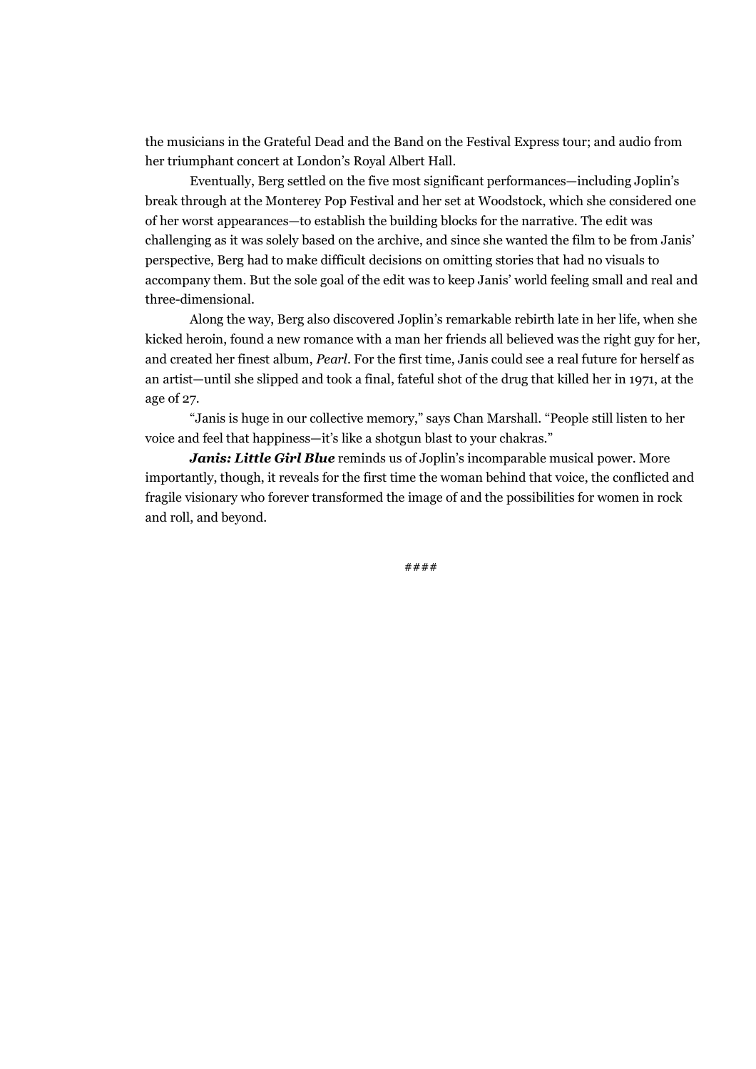the musicians in the Grateful Dead and the Band on the Festival Express tour; and audio from her triumphant concert at London's Royal Albert Hall.

Eventually, Berg settled on the five most significant performances—including Joplin's break through at the Monterey Pop Festival and her set at Woodstock, which she considered one of her worst appearances—to establish the building blocks for the narrative. The edit was challenging as it was solely based on the archive, and since she wanted the film to be from Janis' perspective, Berg had to make difficult decisions on omitting stories that had no visuals to accompany them. But the sole goal of the edit was to keep Janis' world feeling small and real and three-dimensional.

Along the way, Berg also discovered Joplin's remarkable rebirth late in her life, when she kicked heroin, found a new romance with a man her friends all believed was the right guy for her, and created her finest album, *Pearl*. For the first time, Janis could see a real future for herself as an artist—until she slipped and took a final, fateful shot of the drug that killed her in 1971, at the age of 27.

"Janis is huge in our collective memory," says Chan Marshall. "People still listen to her voice and feel that happiness—it's like a shotgun blast to your chakras."

***Janis: Little Girl Blue*** reminds us of Joplin's incomparable musical power. More importantly, though, it reveals for the first time the woman behind that voice, the conflicted and fragile visionary who forever transformed the image of and the possibilities for women in rock and roll, and beyond.

####